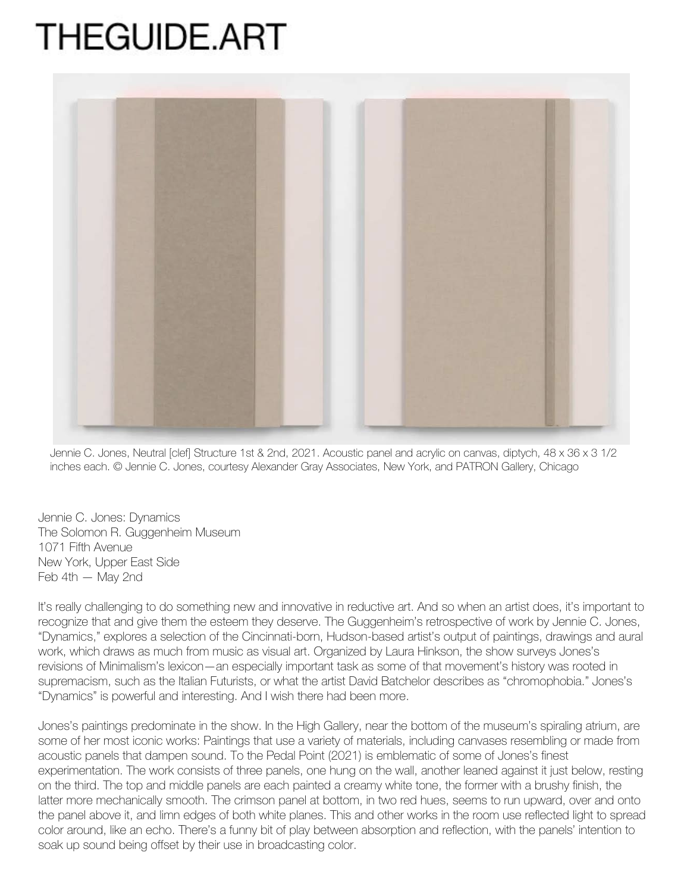# THEGUIDE.ART

Jennie C. Jones, Neutral [clef] Structure 1st & 2nd, 2021. Acoustic panel and acrylic on canvas, diptych, 48 x 36 x 3 1/2 inches each. © Jennie C. Jones, courtesy Alexander Gray Associates, New York, and PATRON Gallery, Chicago

Jennie C. Jones: Dynamics
The Solomon R. Guggenheim Museum
1071 Fifth Avenue
New York, Upper East Side
Feb 4th — May 2nd

It's really challenging to do something new and innovative in reductive art. And so when an artist does, it's important to recognize that and give them the esteem they deserve. The Guggenheim's retrospective of work by Jennie C. Jones, "Dynamics," explores a selection of the Cincinnati-born, Hudson-based artist's output of paintings, drawings and aural work, which draws as much from music as visual art. Organized by Laura Hinkson, the show surveys Jones's revisions of Minimalism's lexicon—an especially important task as some of that movement's history was rooted in supremacism, such as the Italian Futurists, or what the artist David Batchelor describes as "chromophobia." Jones's "Dynamics" is powerful and interesting. And I wish there had been more.

Jones's paintings predominate in the show. In the High Gallery, near the bottom of the museum's spiraling atrium, are some of her most iconic works: Paintings that use a variety of materials, including canvases resembling or made from acoustic panels that dampen sound. To the Pedal Point (2021) is emblematic of some of Jones's finest experimentation. The work consists of three panels, one hung on the wall, another leaned against it just below, resting on the third. The top and middle panels are each painted a creamy white tone, the former with a brushy finish, the latter more mechanically smooth. The crimson panel at bottom, in two red hues, seems to run upward, over and onto the panel above it, and limn edges of both white planes. This and other works in the room use reflected light to spread color around, like an echo. There's a funny bit of play between absorption and reflection, with the panels' intention to soak up sound being offset by their use in broadcasting color.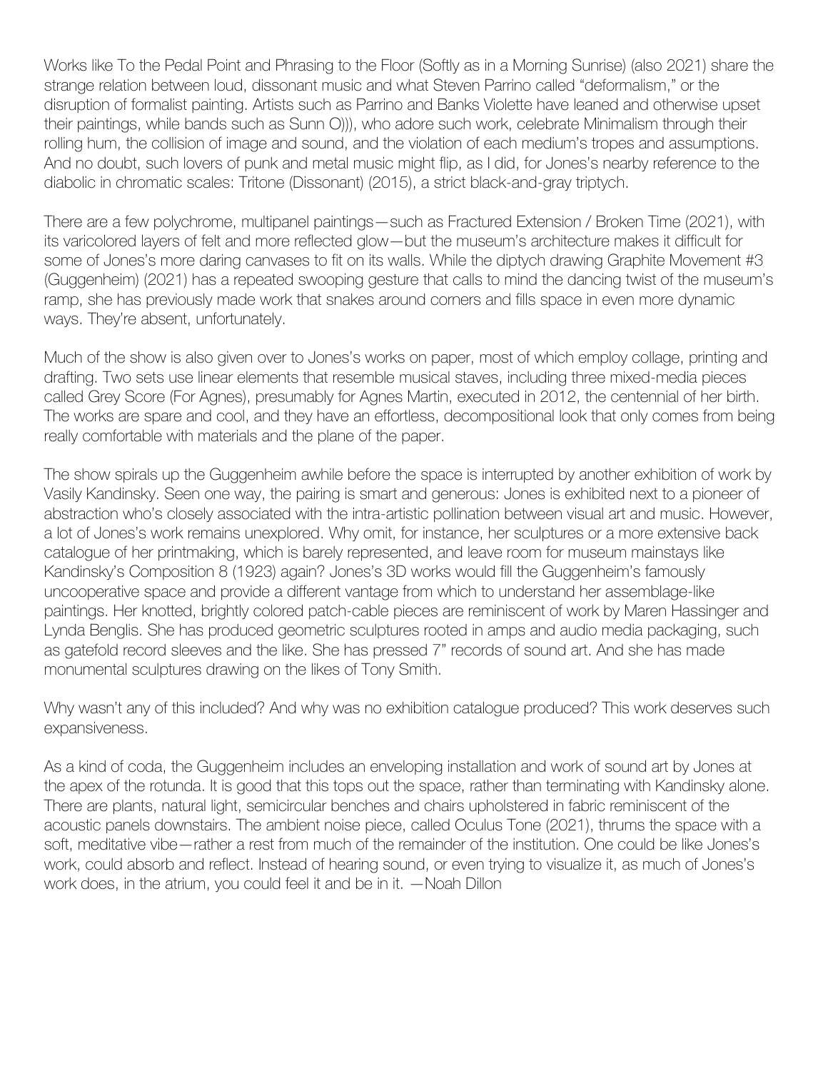Works like To the Pedal Point and Phrasing to the Floor (Softly as in a Morning Sunrise) (also 2021) share the strange relation between loud, dissonant music and what Steven Parrino called "deformalism," or the disruption of formalist painting. Artists such as Parrino and Banks Violette have leaned and otherwise upset their paintings, while bands such as Sunn O))), who adore such work, celebrate Minimalism through their rolling hum, the collision of image and sound, and the violation of each medium's tropes and assumptions. And no doubt, such lovers of punk and metal music might flip, as I did, for Jones's nearby reference to the diabolic in chromatic scales: Tritone (Dissonant) (2015), a strict black-and-gray triptych.

There are a few polychrome, multipanel paintings—such as Fractured Extension / Broken Time (2021), with its varicolored layers of felt and more reflected glow—but the museum's architecture makes it difficult for some of Jones's more daring canvases to fit on its walls. While the diptych drawing Graphite Movement #3 (Guggenheim) (2021) has a repeated swooping gesture that calls to mind the dancing twist of the museum's ramp, she has previously made work that snakes around corners and fills space in even more dynamic ways. They're absent, unfortunately.

Much of the show is also given over to Jones's works on paper, most of which employ collage, printing and drafting. Two sets use linear elements that resemble musical staves, including three mixed-media pieces called Grey Score (For Agnes), presumably for Agnes Martin, executed in 2012, the centennial of her birth. The works are spare and cool, and they have an effortless, decompositional look that only comes from being really comfortable with materials and the plane of the paper.

The show spirals up the Guggenheim awhile before the space is interrupted by another exhibition of work by Vasily Kandinsky. Seen one way, the pairing is smart and generous: Jones is exhibited next to a pioneer of abstraction who's closely associated with the intra-artistic pollination between visual art and music. However, a lot of Jones's work remains unexplored. Why omit, for instance, her sculptures or a more extensive back catalogue of her printmaking, which is barely represented, and leave room for museum mainstays like Kandinsky's Composition 8 (1923) again? Jones's 3D works would fill the Guggenheim's famously uncooperative space and provide a different vantage from which to understand her assemblage-like paintings. Her knotted, brightly colored patch-cable pieces are reminiscent of work by Maren Hassinger and Lynda Benglis. She has produced geometric sculptures rooted in amps and audio media packaging, such as gatefold record sleeves and the like. She has pressed 7" records of sound art. And she has made monumental sculptures drawing on the likes of Tony Smith.

Why wasn't any of this included? And why was no exhibition catalogue produced? This work deserves such expansiveness.

As a kind of coda, the Guggenheim includes an enveloping installation and work of sound art by Jones at the apex of the rotunda. It is good that this tops out the space, rather than terminating with Kandinsky alone. There are plants, natural light, semicircular benches and chairs upholstered in fabric reminiscent of the acoustic panels downstairs. The ambient noise piece, called Oculus Tone (2021), thrums the space with a soft, meditative vibe—rather a rest from much of the remainder of the institution. One could be like Jones's work, could absorb and reflect. Instead of hearing sound, or even trying to visualize it, as much of Jones's work does, in the atrium, you could feel it and be in it. —Noah Dillon